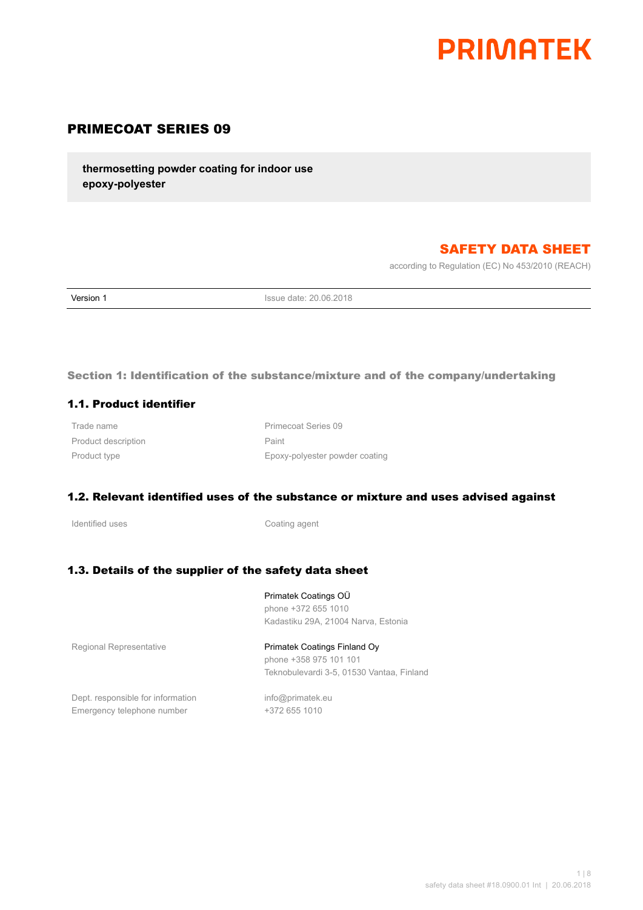PRIMATEK

# PRIMECOAT SERIES 09

**thermosetting powder coating for indoor use**
**epoxy-polyester**

## SAFETY DATA SHEET

according to Regulation (EC) No 453/2010 (REACH)

| Version 1 | Issue date: 20.06.2018 |
|---|---|

## Section 1: Identification of the substance/mixture and of the company/undertaking

### 1.1. Product identifier

| | |
|---|---|
| Trade name | Primecoat Series 09 |
| Product description | Paint |
| Product type | Epoxy-polyester powder coating |

### 1.2. Relevant identified uses of the substance or mixture and uses advised against

| | |
|---|---|
| Identified uses | Coating agent |

### 1.3. Details of the supplier of the safety data sheet

| | |
|---|---|
| | Primatek Coatings OÜ<br>phone +372 655 1010<br>Kadastiku 29A, 21004 Narva, Estonia |
| Regional Representative | Primatek Coatings Finland Oy<br>phone +358 975 101 101<br>Teknobulevardi 3-5, 01530 Vantaa, Finland |
| Dept. responsible for information | info@primatek.eu |
| Emergency telephone number | +372 655 1010 |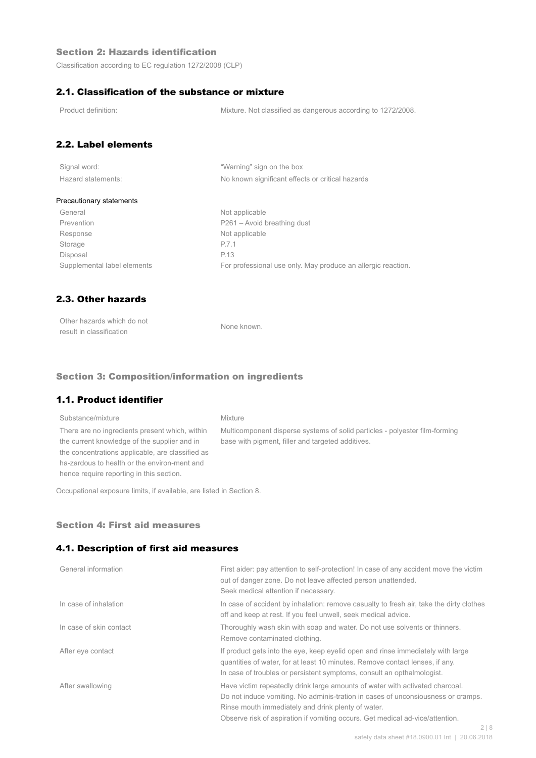## Section 2: Hazards identification

Classification according to EC regulation 1272/2008 (CLP)

### 2.1. Classification of the substance or mixture

| | |
|---|---|
| Product definition: | Mixture. Not classified as dangerous according to 1272/2008. |

### 2.2. Label elements

| | |
|---|---|
| Signal word: | "Warning" sign on the box |
| Hazard statements: | No known significant effects or critical hazards |

Precautionary statements

| | |
|---|---|
| General | Not applicable |
| Prevention | P261 – Avoid breathing dust |
| Response | Not applicable |
| Storage | P.7.1 |
| Disposal | P.13 |
| Supplemental label elements | For professional use only. May produce an allergic reaction. |

### 2.3. Other hazards

| | |
|---|---|
| Other hazards which do not result in classification | None known. |

## Section 3: Composition/information on ingredients

### 1.1. Product identifier

| | |
|---|---|
| Substance/mixture | Mixture |
| There are no ingredients present which, within the current knowledge of the supplier and in the concentrations applicable, are classified as ha-zardous to health or the environ-ment and hence require reporting in this section. | Multicomponent disperse systems of solid particles - polyester film-forming base with pigment, filler and targeted additives. |

Occupational exposure limits, if available, are listed in Section 8.

## Section 4: First aid measures

### 4.1. Description of first aid measures

| | |
|---|---|
| General information | First aider: pay attention to self-protection! In case of any accident move the victim out of danger zone. Do not leave affected person unattended. Seek medical attention if necessary. |
| In case of inhalation | In case of accident by inhalation: remove casualty to fresh air, take the dirty clothes off and keep at rest. If you feel unwell, seek medical advice. |
| In case of skin contact | Thoroughly wash skin with soap and water. Do not use solvents or thinners. Remove contaminated clothing. |
| After eye contact | If product gets into the eye, keep eyelid open and rinse immediately with large quantities of water, for at least 10 minutes. Remove contact lenses, if any. In case of troubles or persistent symptoms, consult an opthalmologist. |
| After swallowing | Have victim repeatedly drink large amounts of water with activated charcoal. Do not induce vomiting. No adminis-tration in cases of unconsiousness or cramps. Rinse mouth immediately and drink plenty of water. Observe risk of aspiration if vomiting occurs. Get medical ad-vice/attention. |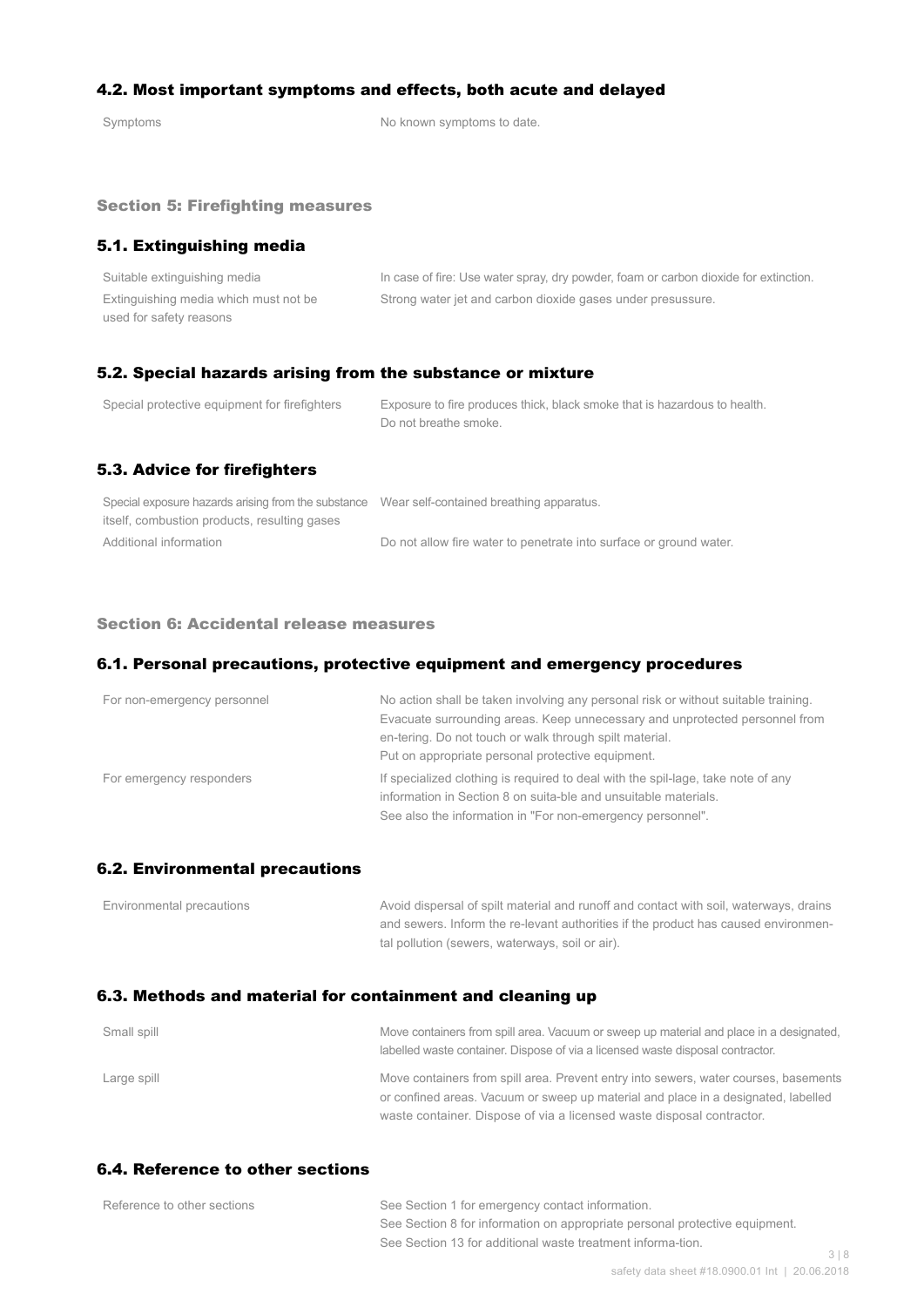### 4.2. Most important symptoms and effects, both acute and delayed

| | |
|---|---|
| Symptoms | No known symptoms to date. |

## Section 5: Firefighting measures

### 5.1. Extinguishing media

| | |
|---|---|
| Suitable extinguishing media | In case of fire: Use water spray, dry powder, foam or carbon dioxide for extinction. |
| Extinguishing media which must not be used for safety reasons | Strong water jet and carbon dioxide gases under presussure. |

### 5.2. Special hazards arising from the substance or mixture

| | |
|---|---|
| Special protective equipment for firefighters | Exposure to fire produces thick, black smoke that is hazardous to health. Do not breathe smoke. |

### 5.3. Advice for firefighters

| | |
|---|---|
| Special exposure hazards arising from the substance itself, combustion products, resulting gases | Wear self-contained breathing apparatus. |
| Additional information | Do not allow fire water to penetrate into surface or ground water. |

## Section 6: Accidental release measures

### 6.1. Personal precautions, protective equipment and emergency procedures

| | |
|---|---|
| For non-emergency personnel | No action shall be taken involving any personal risk or without suitable training. Evacuate surrounding areas. Keep unnecessary and unprotected personnel from en-tering. Do not touch or walk through spilt material. Put on appropriate personal protective equipment. |
| For emergency responders | If specialized clothing is required to deal with the spil-lage, take note of any information in Section 8 on suita-ble and unsuitable materials. See also the information in "For non-emergency personnel". |

### 6.2. Environmental precautions

| | |
|---|---|
| Environmental precautions | Avoid dispersal of spilt material and runoff and contact with soil, waterways, drains and sewers. Inform the re-levant authorities if the product has caused environmen-tal pollution (sewers, waterways, soil or air). |

### 6.3. Methods and material for containment and cleaning up

| | |
|---|---|
| Small spill | Move containers from spill area. Vacuum or sweep up material and place in a designated, labelled waste container. Dispose of via a licensed waste disposal contractor. |
| Large spill | Move containers from spill area. Prevent entry into sewers, water courses, basements or confined areas. Vacuum or sweep up material and place in a designated, labelled waste container. Dispose of via a licensed waste disposal contractor. |

### 6.4. Reference to other sections

| | |
|---|---|
| Reference to other sections | See Section 1 for emergency contact information. See Section 8 for information on appropriate personal protective equipment. See Section 13 for additional waste treatment informa-tion. |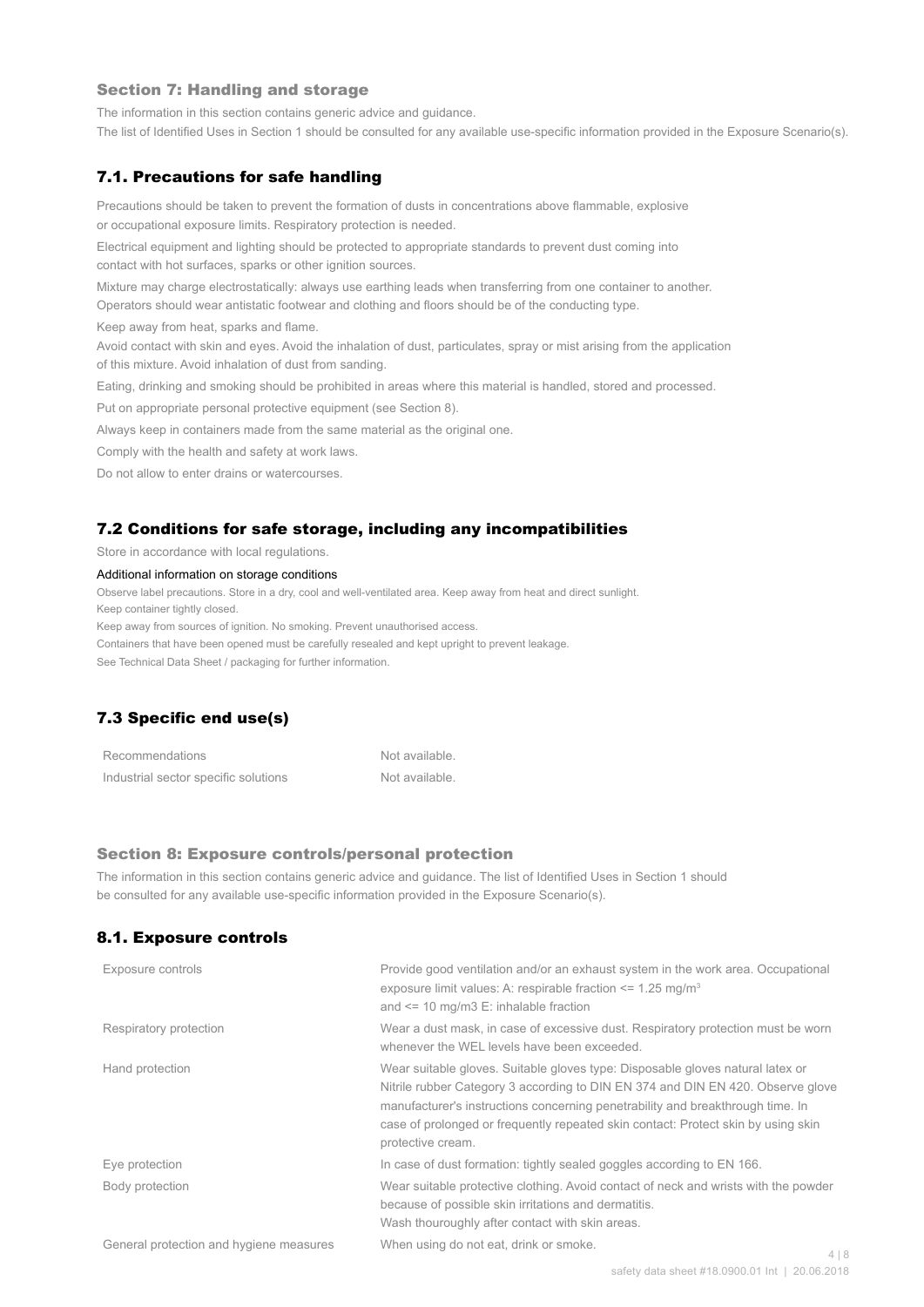## Section 7: Handling and storage

The information in this section contains generic advice and guidance.
The list of Identified Uses in Section 1 should be consulted for any available use-specific information provided in the Exposure Scenario(s).

### 7.1. Precautions for safe handling

Precautions should be taken to prevent the formation of dusts in concentrations above flammable, explosive or occupational exposure limits. Respiratory protection is needed.

Electrical equipment and lighting should be protected to appropriate standards to prevent dust coming into contact with hot surfaces, sparks or other ignition sources.

Mixture may charge electrostatically: always use earthing leads when transferring from one container to another. Operators should wear antistatic footwear and clothing and floors should be of the conducting type.

Keep away from heat, sparks and flame.

Avoid contact with skin and eyes. Avoid the inhalation of dust, particulates, spray or mist arising from the application of this mixture. Avoid inhalation of dust from sanding.

Eating, drinking and smoking should be prohibited in areas where this material is handled, stored and processed.

Put on appropriate personal protective equipment (see Section 8).

Always keep in containers made from the same material as the original one.

Comply with the health and safety at work laws.

Do not allow to enter drains or watercourses.

### 7.2 Conditions for safe storage, including any incompatibilities

Store in accordance with local regulations.

Additional information on storage conditions

Observe label precautions. Store in a dry, cool and well-ventilated area. Keep away from heat and direct sunlight.
Keep container tightly closed.
Keep away from sources of ignition. No smoking. Prevent unauthorised access.
Containers that have been opened must be carefully resealed and kept upright to prevent leakage.
See Technical Data Sheet / packaging for further information.

### 7.3 Specific end use(s)

| | |
|---|---|
| Recommendations | Not available. |
| Industrial sector specific solutions | Not available. |

## Section 8: Exposure controls/personal protection

The information in this section contains generic advice and guidance. The list of Identified Uses in Section 1 should be consulted for any available use-specific information provided in the Exposure Scenario(s).

### 8.1. Exposure controls

| | |
|---|---|
| Exposure controls | Provide good ventilation and/or an exhaust system in the work area. Occupational exposure limit values: A: respirable fraction <= 1.25 mg/m³ and <= 10 mg/m3 E: inhalable fraction |
| Respiratory protection | Wear a dust mask, in case of excessive dust. Respiratory protection must be worn whenever the WEL levels have been exceeded. |
| Hand protection | Wear suitable gloves. Suitable gloves type: Disposable gloves natural latex or Nitrile rubber Category 3 according to DIN EN 374 and DIN EN 420. Observe glove manufacturer's instructions concerning penetrability and breakthrough time. In case of prolonged or frequently repeated skin contact: Protect skin by using skin protective cream. |
| Eye protection | In case of dust formation: tightly sealed goggles according to EN 166. |
| Body protection | Wear suitable protective clothing. Avoid contact of neck and wrists with the powder because of possible skin irritations and dermatitis. Wash thouroughly after contact with skin areas. |
| General protection and hygiene measures | When using do not eat, drink or smoke. |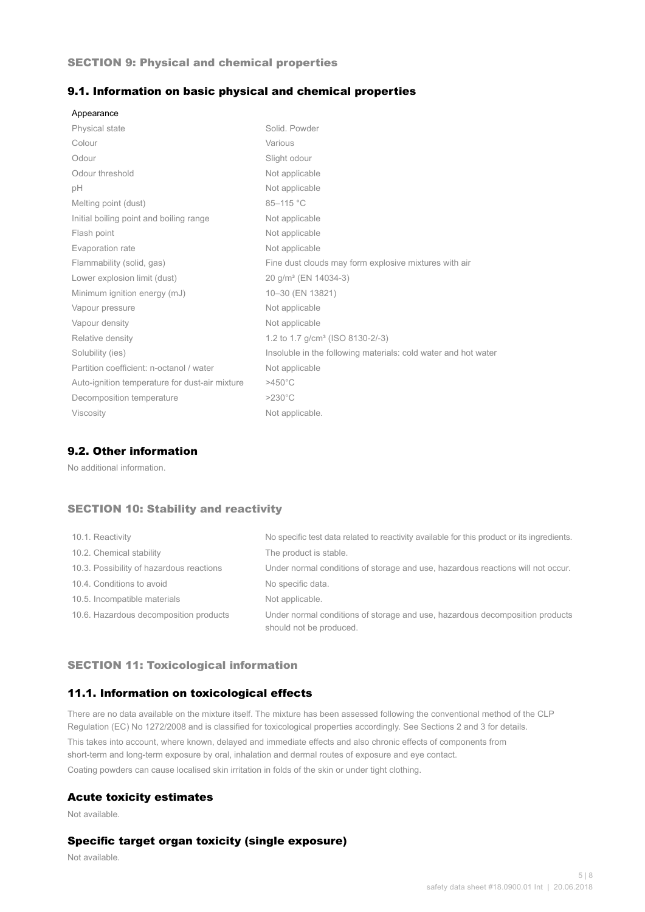## SECTION 9: Physical and chemical properties

### 9.1. Information on basic physical and chemical properties

Appearance

| | |
|---|---|
| Physical state | Solid. Powder |
| Colour | Various |
| Odour | Slight odour |
| Odour threshold | Not applicable |
| pH | Not applicable |
| Melting point (dust) | 85–115 °C |
| Initial boiling point and boiling range | Not applicable |
| Flash point | Not applicable |
| Evaporation rate | Not applicable |
| Flammability (solid, gas) | Fine dust clouds may form explosive mixtures with air |
| Lower explosion limit (dust) | 20 g/m³ (EN 14034-3) |
| Minimum ignition energy (mJ) | 10–30 (EN 13821) |
| Vapour pressure | Not applicable |
| Vapour density | Not applicable |
| Relative density | 1.2 to 1.7 g/cm³ (ISO 8130-2/-3) |
| Solubility (ies) | Insoluble in the following materials: cold water and hot water |
| Partition coefficient: n-octanol / water | Not applicable |
| Auto-ignition temperature for dust-air mixture | >450°C |
| Decomposition temperature | >230°C |
| Viscosity | Not applicable. |

### 9.2. Other information

No additional information.

## SECTION 10: Stability and reactivity

| | |
|---|---|
| 10.1. Reactivity | No specific test data related to reactivity available for this product or its ingredients. |
| 10.2. Chemical stability | The product is stable. |
| 10.3. Possibility of hazardous reactions | Under normal conditions of storage and use, hazardous reactions will not occur. |
| 10.4. Conditions to avoid | No specific data. |
| 10.5. Incompatible materials | Not applicable. |
| 10.6. Hazardous decomposition products | Under normal conditions of storage and use, hazardous decomposition products should not be produced. |

## SECTION 11: Toxicological information

### 11.1. Information on toxicological effects

There are no data available on the mixture itself. The mixture has been assessed following the conventional method of the CLP Regulation (EC) No 1272/2008 and is classified for toxicological properties accordingly. See Sections 2 and 3 for details.

This takes into account, where known, delayed and immediate effects and also chronic effects of components from short-term and long-term exposure by oral, inhalation and dermal routes of exposure and eye contact.

Coating powders can cause localised skin irritation in folds of the skin or under tight clothing.

### Acute toxicity estimates

Not available.

### Specific target organ toxicity (single exposure)

Not available.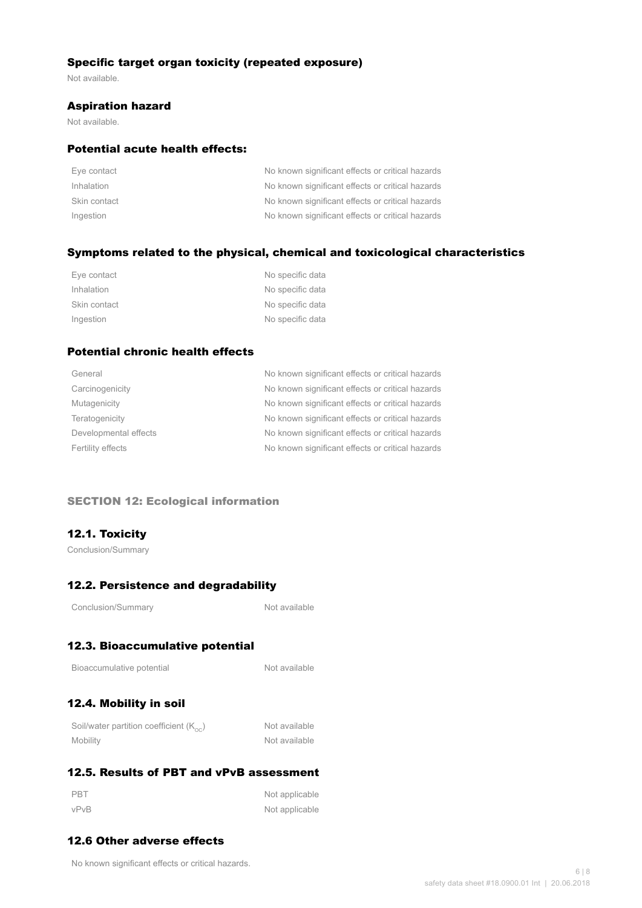### Specific target organ toxicity (repeated exposure)

Not available.

### Aspiration hazard

Not available.

### Potential acute health effects:

| | |
|---|---|
| Eye contact | No known significant effects or critical hazards |
| Inhalation | No known significant effects or critical hazards |
| Skin contact | No known significant effects or critical hazards |
| Ingestion | No known significant effects or critical hazards |

### Symptoms related to the physical, chemical and toxicological characteristics

| | |
|---|---|
| Eye contact | No specific data |
| Inhalation | No specific data |
| Skin contact | No specific data |
| Ingestion | No specific data |

### Potential chronic health effects

| | |
|---|---|
| General | No known significant effects or critical hazards |
| Carcinogenicity | No known significant effects or critical hazards |
| Mutagenicity | No known significant effects or critical hazards |
| Teratogenicity | No known significant effects or critical hazards |
| Developmental effects | No known significant effects or critical hazards |
| Fertility effects | No known significant effects or critical hazards |

## SECTION 12: Ecological information

### 12.1. Toxicity

Conclusion/Summary

### 12.2. Persistence and degradability

| | |
|---|---|
| Conclusion/Summary | Not available |

### 12.3. Bioaccumulative potential

| | |
|---|---|
| Bioaccumulative potential | Not available |

### 12.4. Mobility in soil

| | |
|---|---|
| Soil/water partition coefficient ($K_{OC}$) | Not available |
| Mobility | Not available |

### 12.5. Results of PBT and vPvB assessment

| | |
|---|---|
| PBT | Not applicable |
| vPvB | Not applicable |

### 12.6 Other adverse effects

No known significant effects or critical hazards.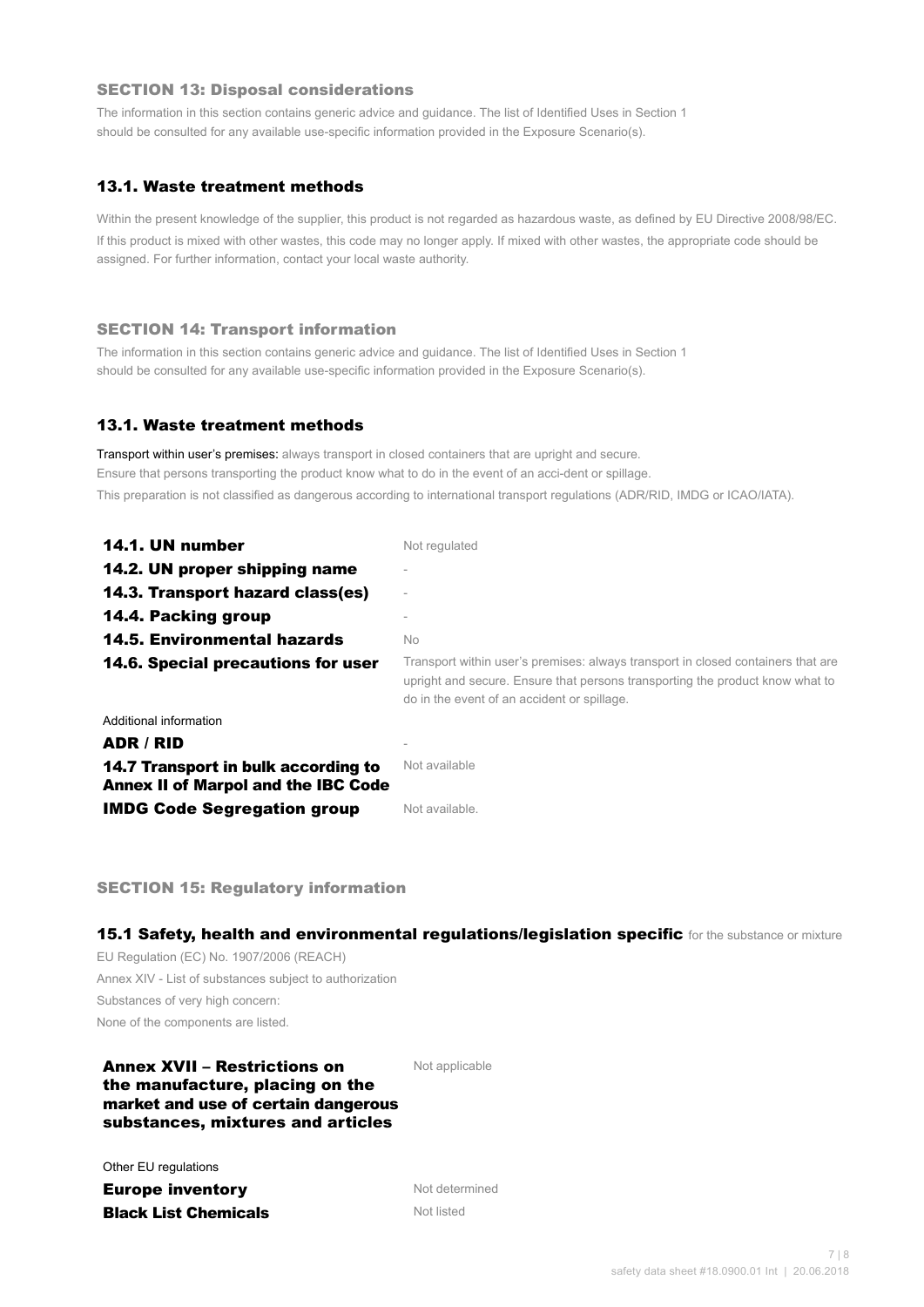## SECTION 13: Disposal considerations

The information in this section contains generic advice and guidance. The list of Identified Uses in Section 1 should be consulted for any available use-specific information provided in the Exposure Scenario(s).

### 13.1. Waste treatment methods

Within the present knowledge of the supplier, this product is not regarded as hazardous waste, as defined by EU Directive 2008/98/EC. If this product is mixed with other wastes, this code may no longer apply. If mixed with other wastes, the appropriate code should be assigned. For further information, contact your local waste authority.

## SECTION 14: Transport information

The information in this section contains generic advice and guidance. The list of Identified Uses in Section 1 should be consulted for any available use-specific information provided in the Exposure Scenario(s).

### 13.1. Waste treatment methods

Transport within user's premises: always transport in closed containers that are upright and secure.
Ensure that persons transporting the product know what to do in the event of an acci-dent or spillage.
This preparation is not classified as dangerous according to international transport regulations (ADR/RID, IMDG or ICAO/IATA).

| | |
|---|---|
| **14.1. UN number** | Not regulated |
| **14.2. UN proper shipping name** | - |
| **14.3. Transport hazard class(es)** | - |
| **14.4. Packing group** | - |
| **14.5. Environmental hazards** | No |
| **14.6. Special precautions for user** | Transport within user's premises: always transport in closed containers that are upright and secure. Ensure that persons transporting the product know what to do in the event of an accident or spillage. |

Additional information

| | |
|---|---|
| **ADR / RID** | - |
| **14.7 Transport in bulk according to Annex II of Marpol and the IBC Code** | Not available |
| **IMDG Code Segregation group** | Not available. |

## SECTION 15: Regulatory information

### 15.1 Safety, health and environmental regulations/legislation specific for the substance or mixture

EU Regulation (EC) No. 1907/2006 (REACH)
Annex XIV - List of substances subject to authorization
Substances of very high concern:
None of the components are listed.

| | |
|---|---|
| **Annex XVII – Restrictions on the manufacture, placing on the market and use of certain dangerous substances, mixtures and articles** | Not applicable |

Other EU regulations

| | |
|---|---|
| **Europe inventory** | Not determined |
| **Black List Chemicals** | Not listed |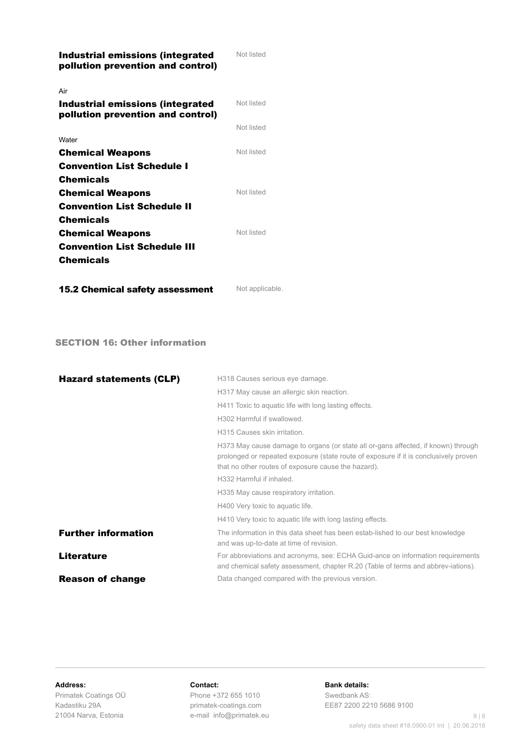| | |
|---|---|
| **Industrial emissions (integrated pollution prevention and control)** | Not listed |
| Air | |
| **Industrial emissions (integrated pollution prevention and control)** | Not listed |
| | Not listed |
| Water | |
| **Chemical Weapons Convention List Schedule I Chemicals** | Not listed |
| **Chemical Weapons Convention List Schedule II Chemicals** | Not listed |
| **Chemical Weapons Convention List Schedule III Chemicals** | Not listed |

**15.2 Chemical safety assessment** Not applicable.

## SECTION 16: Other information

**Hazard statements (CLP)**

H318 Causes serious eye damage.

H317 May cause an allergic skin reaction.

H411 Toxic to aquatic life with long lasting effects.

H302 Harmful if swallowed.

H315 Causes skin irritation.

H373 May cause damage to organs (or state all or-gans affected, if known) through prolonged or repeated exposure (state route of exposure if it is conclusively proven that no other routes of exposure cause the hazard).

H332 Harmful if inhaled.

H335 May cause respiratory irritation.

H400 Very toxic to aquatic life.

H410 Very toxic to aquatic life with long lasting effects.

**Further information**

The information in this data sheet has been estab-lished to our best knowledge and was up-to-date at time of revision.

**Literature**

For abbreviations and acronyms, see: ECHA Guid-ance on information requirements and chemical safety assessment, chapter R.20 (Table of terms and abbrev-iations).

**Reason of change**

Data changed compared with the previous version.

**Address:**
Primatek Coatings OÜ
Kadastiku 29A
21004 Narva, Estonia

**Contact:**
Phone +372 655 1010
primatek-coatings.com
e-mail info@primatek.eu

**Bank details:**
Swedbank AS:
EE87 2200 2210 5686 9100